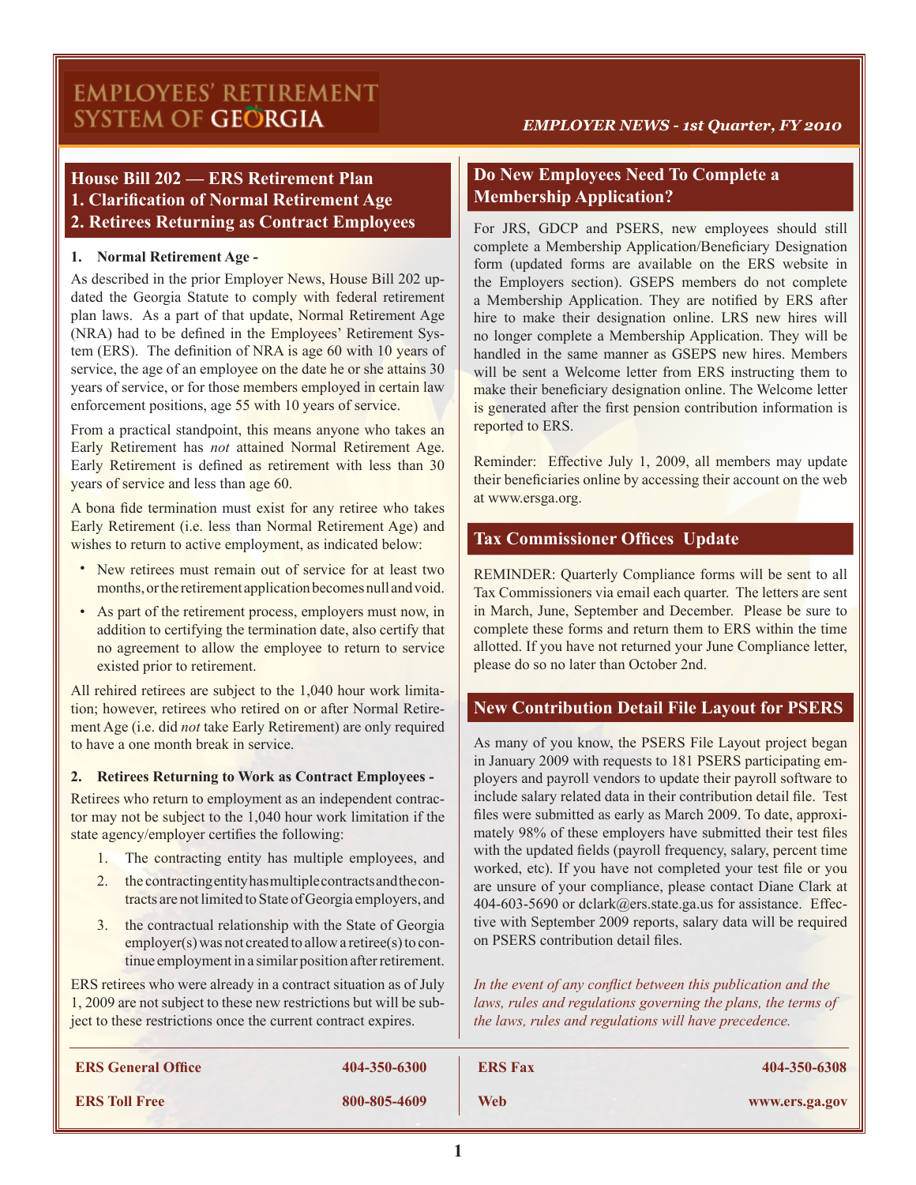# EMPLOYEES' RETIREMENT SYSTEM OF GEORGIA

*EMPLOYER NEWS - 1st Quarter, FY 2010*

## House Bill 202 — ERS Retirement Plan
## 1. Clarification of Normal Retirement Age
## 2. Retirees Returning as Contract Employees

**1. Normal Retirement Age -**

As described in the prior Employer News, House Bill 202 updated the Georgia Statute to comply with federal retirement plan laws. As a part of that update, Normal Retirement Age (NRA) had to be defined in the Employees' Retirement System (ERS). The definition of NRA is age 60 with 10 years of service, the age of an employee on the date he or she attains 30 years of service, or for those members employed in certain law enforcement positions, age 55 with 10 years of service.

From a practical standpoint, this means anyone who takes an Early Retirement has *not* attained Normal Retirement Age. Early Retirement is defined as retirement with less than 30 years of service and less than age 60.

A bona fide termination must exist for any retiree who takes Early Retirement (i.e. less than Normal Retirement Age) and wishes to return to active employment, as indicated below:

- New retirees must remain out of service for at least two months, or the retirement application becomes null and void.
- As part of the retirement process, employers must now, in addition to certifying the termination date, also certify that no agreement to allow the employee to return to service existed prior to retirement.

All rehired retirees are subject to the 1,040 hour work limitation; however, retirees who retired on or after Normal Retirement Age (i.e. did *not* take Early Retirement) are only required to have a one month break in service.

**2. Retirees Returning to Work as Contract Employees -**

Retirees who return to employment as an independent contractor may not be subject to the 1,040 hour work limitation if the state agency/employer certifies the following:

1. The contracting entity has multiple employees, and
2. the contracting entity has multiple contracts and the contracts are not limited to State of Georgia employers, and
3. the contractual relationship with the State of Georgia employer(s) was not created to allow a retiree(s) to continue employment in a similar position after retirement.

ERS retirees who were already in a contract situation as of July 1, 2009 are not subject to these new restrictions but will be subject to these restrictions once the current contract expires.

## Do New Employees Need To Complete a Membership Application?

For JRS, GDCP and PSERS, new employees should still complete a Membership Application/Beneficiary Designation form (updated forms are available on the ERS website in the Employers section). GSEPS members do not complete a Membership Application. They are notified by ERS after hire to make their designation online. LRS new hires will no longer complete a Membership Application. They will be handled in the same manner as GSEPS new hires. Members will be sent a Welcome letter from ERS instructing them to make their beneficiary designation online. The Welcome letter is generated after the first pension contribution information is reported to ERS.

Reminder: Effective July 1, 2009, all members may update their beneficiaries online by accessing their account on the web at www.ersga.org.

## Tax Commissioner Offices Update

REMINDER: Quarterly Compliance forms will be sent to all Tax Commissioners via email each quarter. The letters are sent in March, June, September and December. Please be sure to complete these forms and return them to ERS within the time allotted. If you have not returned your June Compliance letter, please do so no later than October 2nd.

## New Contribution Detail File Layout for PSERS

As many of you know, the PSERS File Layout project began in January 2009 with requests to 181 PSERS participating employers and payroll vendors to update their payroll software to include salary related data in their contribution detail file. Test files were submitted as early as March 2009. To date, approximately 98% of these employers have submitted their test files with the updated fields (payroll frequency, salary, percent time worked, etc). If you have not completed your test file or you are unsure of your compliance, please contact Diane Clark at 404-603-5690 or dclark@ers.state.ga.us for assistance. Effective with September 2009 reports, salary data will be required on PSERS contribution detail files.

*In the event of any conflict between this publication and the laws, rules and regulations governing the plans, the terms of the laws, rules and regulations will have precedence.*

| | | | |
|---|---|---|---|
| **ERS General Office** | **404-350-6300** | **ERS Fax** | **404-350-6308** |
| **ERS Toll Free** | **800-805-4609** | **Web** | **www.ers.ga.gov** |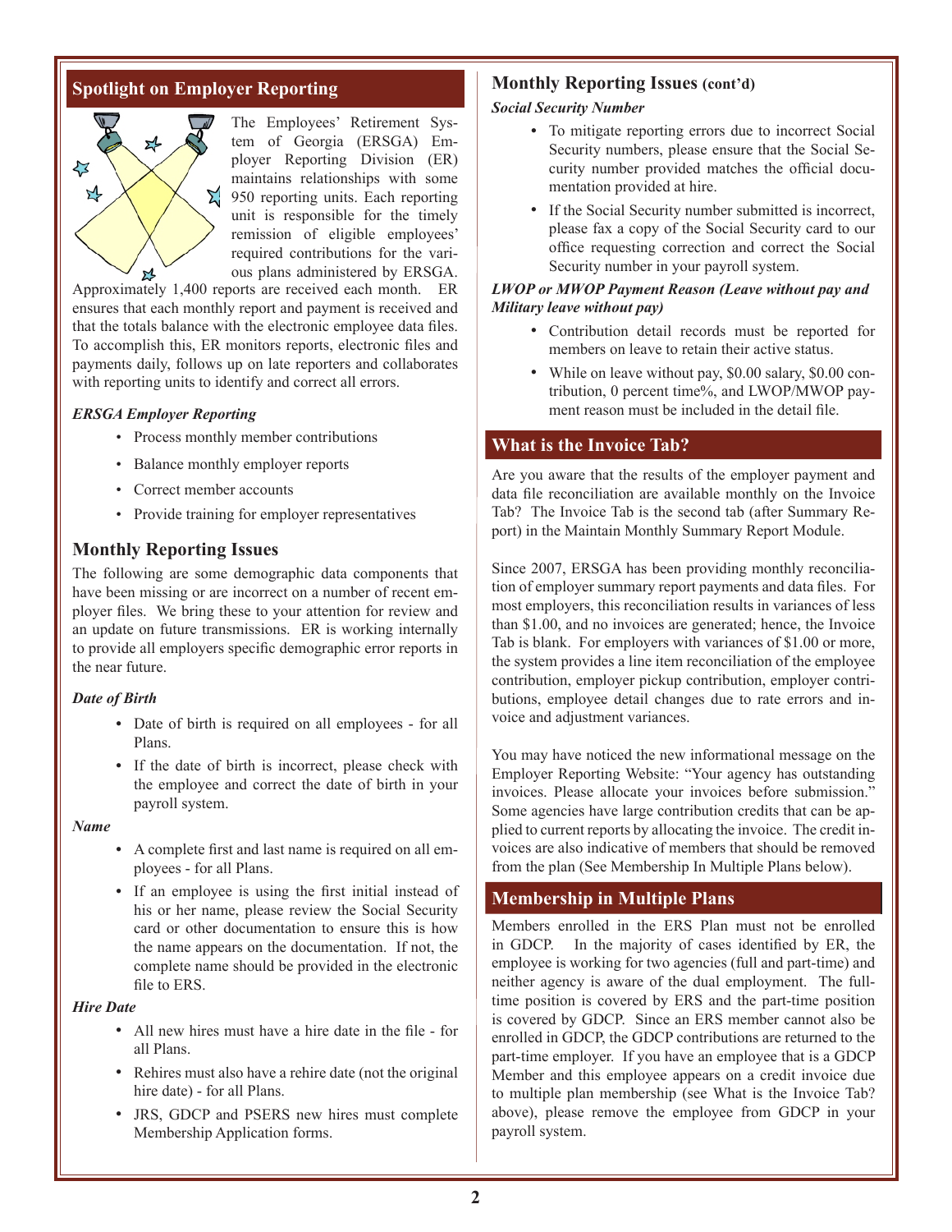## Spotlight on Employer Reporting

The Employees' Retirement System of Georgia (ERSGA) Employer Reporting Division (ER) maintains relationships with some 950 reporting units. Each reporting unit is responsible for the timely remission of eligible employees' required contributions for the various plans administered by ERSGA. Approximately 1,400 reports are received each month. ER ensures that each monthly report and payment is received and that the totals balance with the electronic employee data files. To accomplish this, ER monitors reports, electronic files and payments daily, follows up on late reporters and collaborates with reporting units to identify and correct all errors.

***ERSGA Employer Reporting***

- Process monthly member contributions
- Balance monthly employer reports
- Correct member accounts
- Provide training for employer representatives

## Monthly Reporting Issues

The following are some demographic data components that have been missing or are incorrect on a number of recent employer files. We bring these to your attention for review and an update on future transmissions. ER is working internally to provide all employers specific demographic error reports in the near future.

***Date of Birth***

- Date of birth is required on all employees - for all Plans.
- If the date of birth is incorrect, please check with the employee and correct the date of birth in your payroll system.

***Name***

- A complete first and last name is required on all employees - for all Plans.
- If an employee is using the first initial instead of his or her name, please review the Social Security card or other documentation to ensure this is how the name appears on the documentation. If not, the complete name should be provided in the electronic file to ERS.

***Hire Date***

- All new hires must have a hire date in the file - for all Plans.
- Rehires must also have a rehire date (not the original hire date) - for all Plans.
- JRS, GDCP and PSERS new hires must complete Membership Application forms.

## Monthly Reporting Issues (cont'd)

***Social Security Number***

- To mitigate reporting errors due to incorrect Social Security numbers, please ensure that the Social Security number provided matches the official documentation provided at hire.
- If the Social Security number submitted is incorrect, please fax a copy of the Social Security card to our office requesting correction and correct the Social Security number in your payroll system.

***LWOP or MWOP Payment Reason (Leave without pay and Military leave without pay)***

- Contribution detail records must be reported for members on leave to retain their active status.
- While on leave without pay, \$0.00 salary, \$0.00 contribution, 0 percent time%, and LWOP/MWOP payment reason must be included in the detail file.

## What is the Invoice Tab?

Are you aware that the results of the employer payment and data file reconciliation are available monthly on the Invoice Tab? The Invoice Tab is the second tab (after Summary Report) in the Maintain Monthly Summary Report Module.

Since 2007, ERSGA has been providing monthly reconciliation of employer summary report payments and data files. For most employers, this reconciliation results in variances of less than \$1.00, and no invoices are generated; hence, the Invoice Tab is blank. For employers with variances of \$1.00 or more, the system provides a line item reconciliation of the employee contribution, employer pickup contribution, employer contributions, employee detail changes due to rate errors and invoice and adjustment variances.

You may have noticed the new informational message on the Employer Reporting Website: "Your agency has outstanding invoices. Please allocate your invoices before submission." Some agencies have large contribution credits that can be applied to current reports by allocating the invoice. The credit invoices are also indicative of members that should be removed from the plan (See Membership In Multiple Plans below).

## Membership in Multiple Plans

Members enrolled in the ERS Plan must not be enrolled in GDCP. In the majority of cases identified by ER, the employee is working for two agencies (full and part-time) and neither agency is aware of the dual employment. The full-time position is covered by ERS and the part-time position is covered by GDCP. Since an ERS member cannot also be enrolled in GDCP, the GDCP contributions are returned to the part-time employer. If you have an employee that is a GDCP Member and this employee appears on a credit invoice due to multiple plan membership (see What is the Invoice Tab? above), please remove the employee from GDCP in your payroll system.